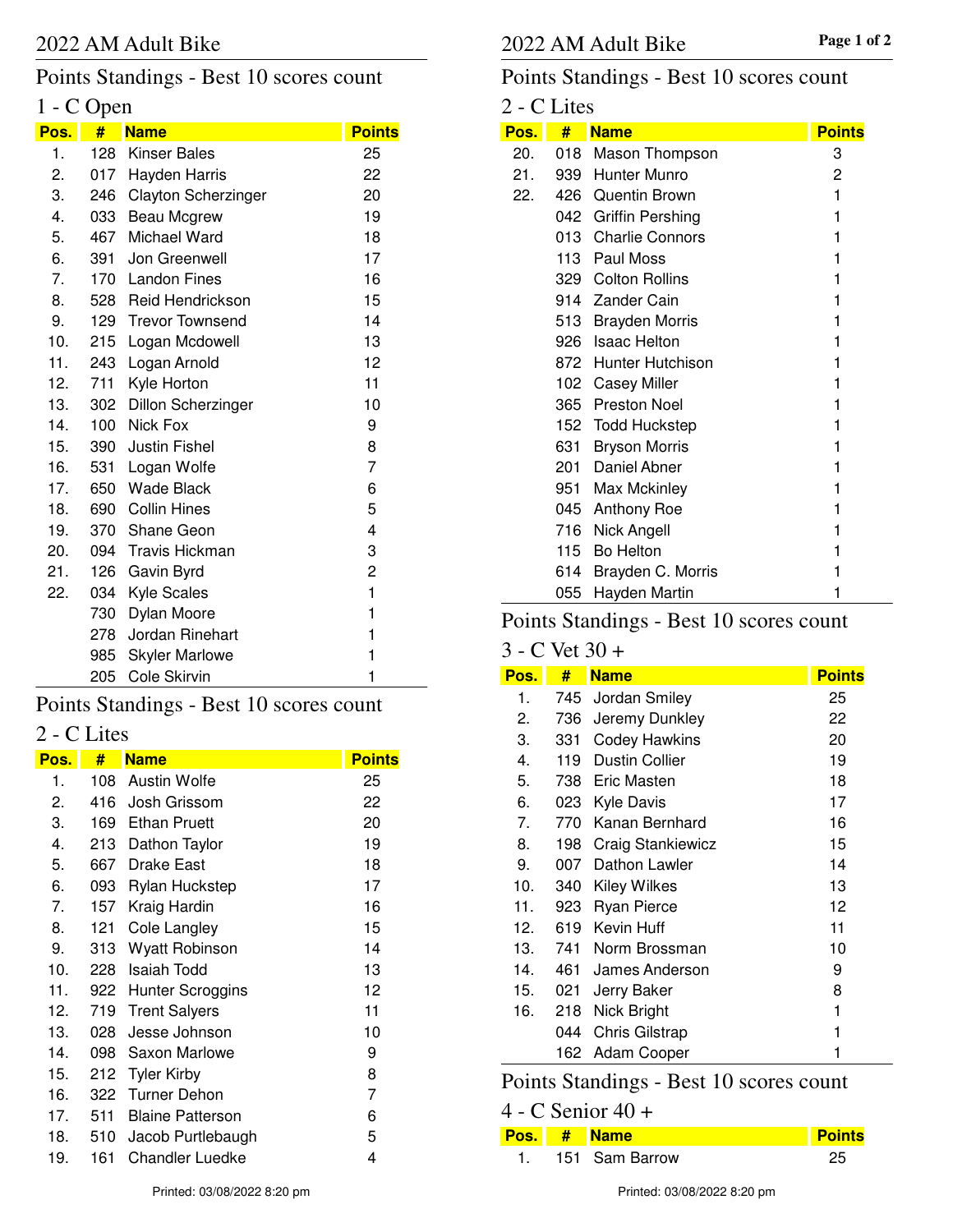# 2022 AM Adult Bike

## Points Standings - Best 10 scores count

### 1 - C Open

| Pos. | # | Name | Points |
|---|---|---|---|
| 1. | 128 | Kinser Bales | 25 |
| 2. | 017 | Hayden Harris | 22 |
| 3. | 246 | Clayton Scherzinger | 20 |
| 4. | 033 | Beau Mcgrew | 19 |
| 5. | 467 | Michael Ward | 18 |
| 6. | 391 | Jon Greenwell | 17 |
| 7. | 170 | Landon Fines | 16 |
| 8. | 528 | Reid Hendrickson | 15 |
| 9. | 129 | Trevor Townsend | 14 |
| 10. | 215 | Logan Mcdowell | 13 |
| 11. | 243 | Logan Arnold | 12 |
| 12. | 711 | Kyle Horton | 11 |
| 13. | 302 | Dillon Scherzinger | 10 |
| 14. | 100 | Nick Fox | 9 |
| 15. | 390 | Justin Fishel | 8 |
| 16. | 531 | Logan Wolfe | 7 |
| 17. | 650 | Wade Black | 6 |
| 18. | 690 | Collin Hines | 5 |
| 19. | 370 | Shane Geon | 4 |
| 20. | 094 | Travis Hickman | 3 |
| 21. | 126 | Gavin Byrd | 2 |
| 22. | 034 | Kyle Scales | 1 |
| | 730 | Dylan Moore | 1 |
| | 278 | Jordan Rinehart | 1 |
| | 985 | Skyler Marlowe | 1 |
| | 205 | Cole Skirvin | 1 |

## Points Standings - Best 10 scores count

### 2 - C Lites

| Pos. | # | Name | Points |
|---|---|---|---|
| 1. | 108 | Austin Wolfe | 25 |
| 2. | 416 | Josh Grissom | 22 |
| 3. | 169 | Ethan Pruett | 20 |
| 4. | 213 | Dathon Taylor | 19 |
| 5. | 667 | Drake East | 18 |
| 6. | 093 | Rylan Huckstep | 17 |
| 7. | 157 | Kraig Hardin | 16 |
| 8. | 121 | Cole Langley | 15 |
| 9. | 313 | Wyatt Robinson | 14 |
| 10. | 228 | Isaiah Todd | 13 |
| 11. | 922 | Hunter Scroggins | 12 |
| 12. | 719 | Trent Salyers | 11 |
| 13. | 028 | Jesse Johnson | 10 |
| 14. | 098 | Saxon Marlowe | 9 |
| 15. | 212 | Tyler Kirby | 8 |
| 16. | 322 | Turner Dehon | 7 |
| 17. | 511 | Blaine Patterson | 6 |
| 18. | 510 | Jacob Purtlebaugh | 5 |
| 19. | 161 | Chandler Luedke | 4 |
| 20. | 018 | Mason Thompson | 3 |
| 21. | 939 | Hunter Munro | 2 |
| 22. | 426 | Quentin Brown | 1 |
| | 042 | Griffin Pershing | 1 |
| | 013 | Charlie Connors | 1 |
| | 113 | Paul Moss | 1 |
| | 329 | Colton Rollins | 1 |
| | 914 | Zander Cain | 1 |
| | 513 | Brayden Morris | 1 |
| | 926 | Isaac Helton | 1 |
| | 872 | Hunter Hutchison | 1 |
| | 102 | Casey Miller | 1 |
| | 365 | Preston Noel | 1 |
| | 152 | Todd Huckstep | 1 |
| | 631 | Bryson Morris | 1 |
| | 201 | Daniel Abner | 1 |
| | 951 | Max Mckinley | 1 |
| | 045 | Anthony Roe | 1 |
| | 716 | Nick Angell | 1 |
| | 115 | Bo Helton | 1 |
| | 614 | Brayden C. Morris | 1 |
| | 055 | Hayden Martin | 1 |

## Points Standings - Best 10 scores count

### 3 - C Vet 30 +

| Pos. | # | Name | Points |
|---|---|---|---|
| 1. | 745 | Jordan Smiley | 25 |
| 2. | 736 | Jeremy Dunkley | 22 |
| 3. | 331 | Codey Hawkins | 20 |
| 4. | 119 | Dustin Collier | 19 |
| 5. | 738 | Eric Masten | 18 |
| 6. | 023 | Kyle Davis | 17 |
| 7. | 770 | Kanan Bernhard | 16 |
| 8. | 198 | Craig Stankiewicz | 15 |
| 9. | 007 | Dathon Lawler | 14 |
| 10. | 340 | Kiley Wilkes | 13 |
| 11. | 923 | Ryan Pierce | 12 |
| 12. | 619 | Kevin Huff | 11 |
| 13. | 741 | Norm Brossman | 10 |
| 14. | 461 | James Anderson | 9 |
| 15. | 021 | Jerry Baker | 8 |
| 16. | 218 | Nick Bright | 1 |
| | 044 | Chris Gilstrap | 1 |
| | 162 | Adam Cooper | 1 |

## Points Standings - Best 10 scores count

### 4 - C Senior 40 +

| Pos. | # | Name | Points |
|---|---|---|---|
| 1. | 151 | Sam Barrow | 25 |

Printed: 03/08/2022 8:20 pm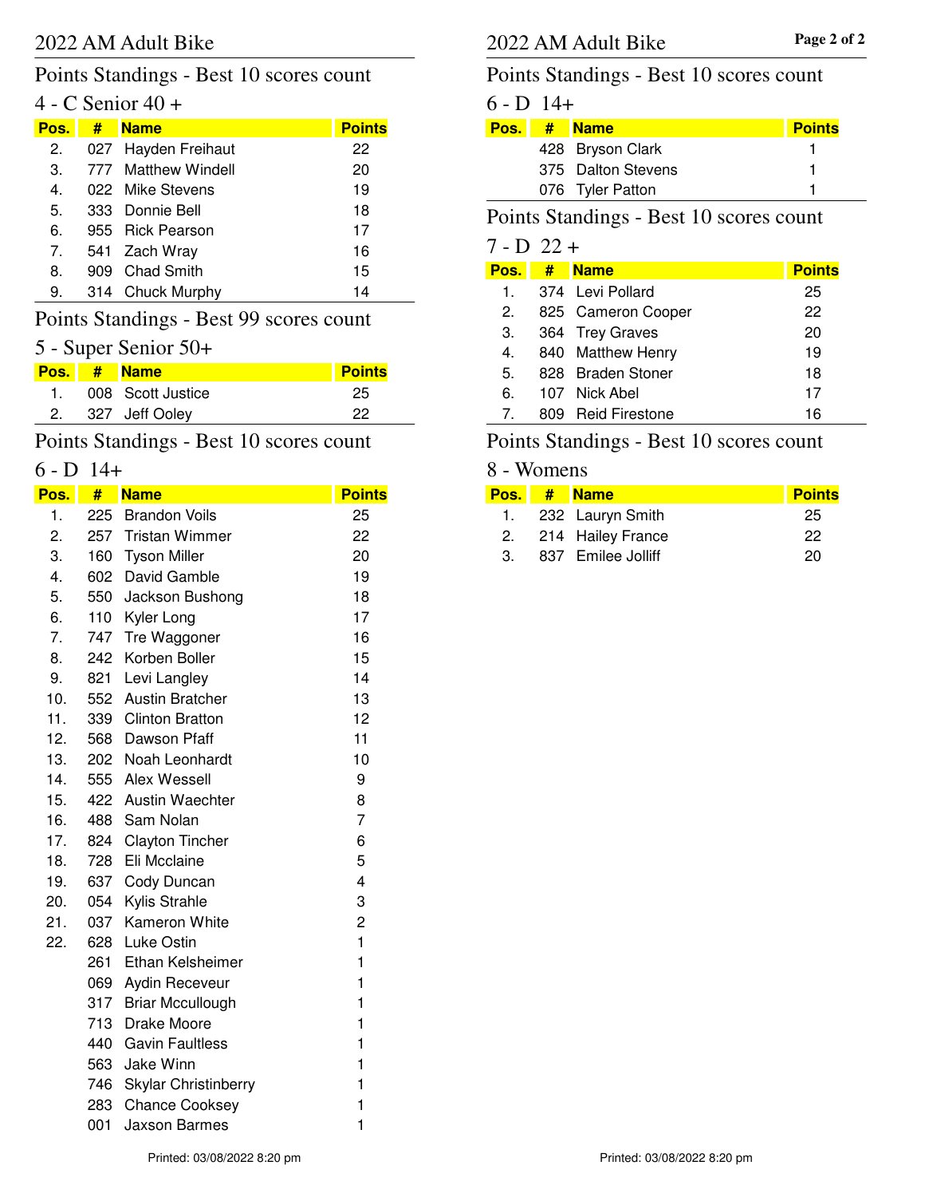# 2022 AM Adult Bike

## Points Standings - Best 10 scores count

### 4 - C Senior 40 +

| Pos. | # | Name | Points |
|---|---|---|---|
| 2. | 027 | Hayden Freihaut | 22 |
| 3. | 777 | Matthew Windell | 20 |
| 4. | 022 | Mike Stevens | 19 |
| 5. | 333 | Donnie Bell | 18 |
| 6. | 955 | Rick Pearson | 17 |
| 7. | 541 | Zach Wray | 16 |
| 8. | 909 | Chad Smith | 15 |
| 9. | 314 | Chuck Murphy | 14 |

## Points Standings - Best 99 scores count

### 5 - Super Senior 50+

| Pos. | # | Name | Points |
|---|---|---|---|
| 1. | 008 | Scott Justice | 25 |
| 2. | 327 | Jeff Ooley | 22 |

## Points Standings - Best 10 scores count

### 6 - D 14+

| Pos. | # | Name | Points |
|---|---|---|---|
| 1. | 225 | Brandon Voils | 25 |
| 2. | 257 | Tristan Wimmer | 22 |
| 3. | 160 | Tyson Miller | 20 |
| 4. | 602 | David Gamble | 19 |
| 5. | 550 | Jackson Bushong | 18 |
| 6. | 110 | Kyler Long | 17 |
| 7. | 747 | Tre Waggoner | 16 |
| 8. | 242 | Korben Boller | 15 |
| 9. | 821 | Levi Langley | 14 |
| 10. | 552 | Austin Bratcher | 13 |
| 11. | 339 | Clinton Bratton | 12 |
| 12. | 568 | Dawson Pfaff | 11 |
| 13. | 202 | Noah Leonhardt | 10 |
| 14. | 555 | Alex Wessell | 9 |
| 15. | 422 | Austin Waechter | 8 |
| 16. | 488 | Sam Nolan | 7 |
| 17. | 824 | Clayton Tincher | 6 |
| 18. | 728 | Eli Mcclaine | 5 |
| 19. | 637 | Cody Duncan | 4 |
| 20. | 054 | Kylis Strahle | 3 |
| 21. | 037 | Kameron White | 2 |
| 22. | 628 | Luke Ostin | 1 |
| | 261 | Ethan Kelsheimer | 1 |
| | 069 | Aydin Receveur | 1 |
| | 317 | Briar Mccullough | 1 |
| | 713 | Drake Moore | 1 |
| | 440 | Gavin Faultless | 1 |
| | 563 | Jake Winn | 1 |
| | 746 | Skylar Christinberry | 1 |
| | 283 | Chance Cooksey | 1 |
| | 001 | Jaxson Barmes | 1 |
| | 428 | Bryson Clark | 1 |
| | 375 | Dalton Stevens | 1 |
| | 076 | Tyler Patton | 1 |

## Points Standings - Best 10 scores count

### 7 - D 22 +

| Pos. | # | Name | Points |
|---|---|---|---|
| 1. | 374 | Levi Pollard | 25 |
| 2. | 825 | Cameron Cooper | 22 |
| 3. | 364 | Trey Graves | 20 |
| 4. | 840 | Matthew Henry | 19 |
| 5. | 828 | Braden Stoner | 18 |
| 6. | 107 | Nick Abel | 17 |
| 7. | 809 | Reid Firestone | 16 |

## Points Standings - Best 10 scores count

### 8 - Womens

| Pos. | # | Name | Points |
|---|---|---|---|
| 1. | 232 | Lauryn Smith | 25 |
| 2. | 214 | Hailey France | 22 |
| 3. | 837 | Emilee Jolliff | 20 |

Printed: 03/08/2022 8:20 pm